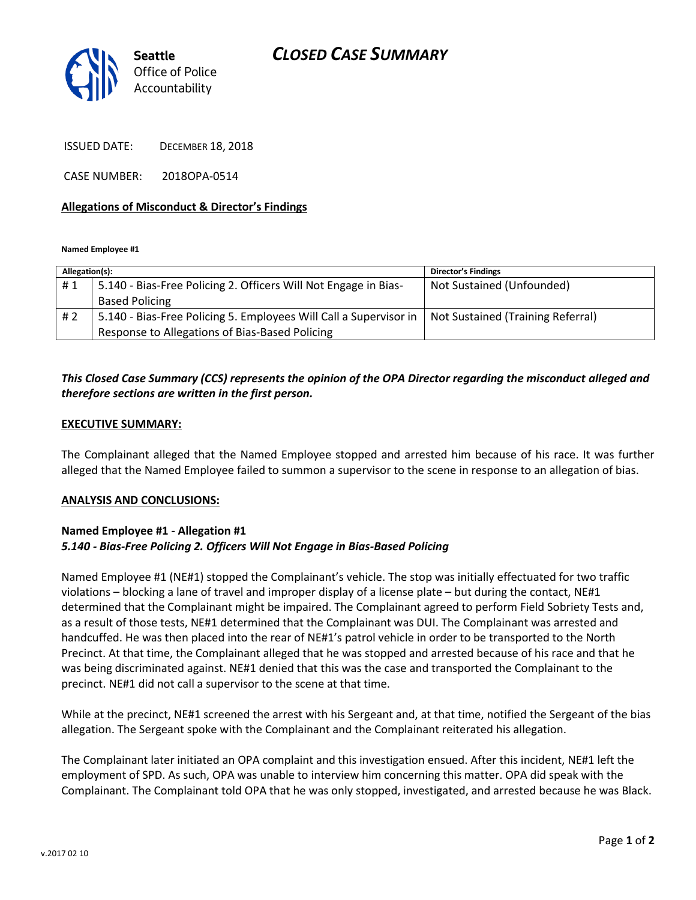**Seattle** Office of Police Accountability

# CLOSED CASE SUMMARY

ISSUED DATE: DECEMBER 18, 2018

CASE NUMBER: 2018OPA-0514

## Allegations of Misconduct & Director's Findings

**Named Employee #1**

| Allegation(s): | | Director's Findings |
|---|---|---|
| # 1 | 5.140 - Bias-Free Policing 2. Officers Will Not Engage in Bias-Based Policing | Not Sustained (Unfounded) |
| # 2 | 5.140 - Bias-Free Policing 5. Employees Will Call a Supervisor in Response to Allegations of Bias-Based Policing | Not Sustained (Training Referral) |

***This Closed Case Summary (CCS) represents the opinion of the OPA Director regarding the misconduct alleged and therefore sections are written in the first person.***

## EXECUTIVE SUMMARY:

The Complainant alleged that the Named Employee stopped and arrested him because of his race. It was further alleged that the Named Employee failed to summon a supervisor to the scene in response to an allegation of bias.

## ANALYSIS AND CONCLUSIONS:

### Named Employee #1 - Allegation #1
***5.140 - Bias-Free Policing 2. Officers Will Not Engage in Bias-Based Policing***

Named Employee #1 (NE#1) stopped the Complainant's vehicle. The stop was initially effectuated for two traffic violations – blocking a lane of travel and improper display of a license plate – but during the contact, NE#1 determined that the Complainant might be impaired. The Complainant agreed to perform Field Sobriety Tests and, as a result of those tests, NE#1 determined that the Complainant was DUI. The Complainant was arrested and handcuffed. He was then placed into the rear of NE#1's patrol vehicle in order to be transported to the North Precinct. At that time, the Complainant alleged that he was stopped and arrested because of his race and that he was being discriminated against. NE#1 denied that this was the case and transported the Complainant to the precinct. NE#1 did not call a supervisor to the scene at that time.

While at the precinct, NE#1 screened the arrest with his Sergeant and, at that time, notified the Sergeant of the bias allegation. The Sergeant spoke with the Complainant and the Complainant reiterated his allegation.

The Complainant later initiated an OPA complaint and this investigation ensued. After this incident, NE#1 left the employment of SPD. As such, OPA was unable to interview him concerning this matter. OPA did speak with the Complainant. The Complainant told OPA that he was only stopped, investigated, and arrested because he was Black.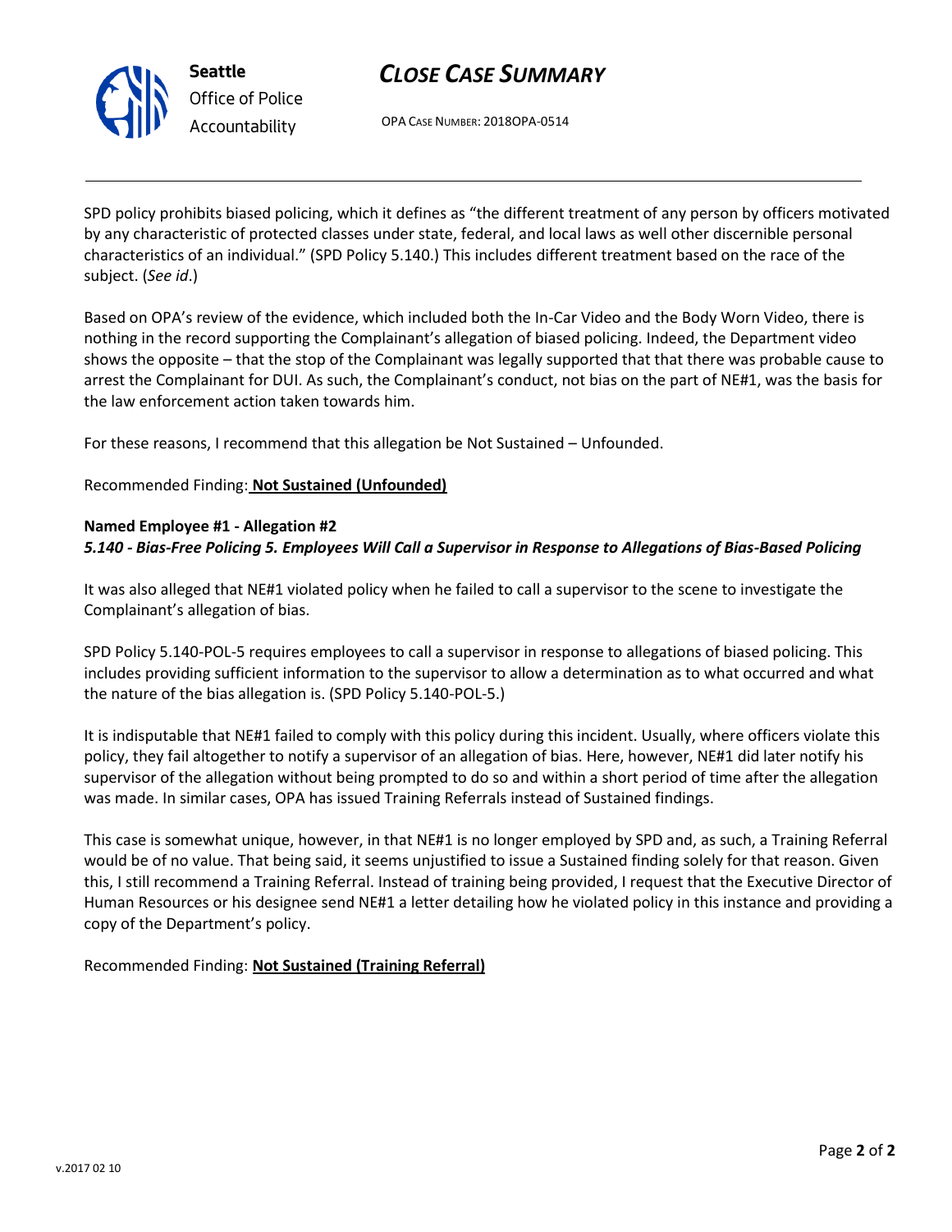SPD policy prohibits biased policing, which it defines as "the different treatment of any person by officers motivated by any characteristic of protected classes under state, federal, and local laws as well other discernible personal characteristics of an individual." (SPD Policy 5.140.) This includes different treatment based on the race of the subject. (*See id*.)

Based on OPA's review of the evidence, which included both the In-Car Video and the Body Worn Video, there is nothing in the record supporting the Complainant's allegation of biased policing. Indeed, the Department video shows the opposite – that the stop of the Complainant was legally supported that that there was probable cause to arrest the Complainant for DUI. As such, the Complainant's conduct, not bias on the part of NE#1, was the basis for the law enforcement action taken towards him.

For these reasons, I recommend that this allegation be Not Sustained – Unfounded.

Recommended Finding: **Not Sustained (Unfounded)**

**Named Employee #1 - Allegation #2**
***5.140 - Bias-Free Policing 5. Employees Will Call a Supervisor in Response to Allegations of Bias-Based Policing***

It was also alleged that NE#1 violated policy when he failed to call a supervisor to the scene to investigate the Complainant's allegation of bias.

SPD Policy 5.140-POL-5 requires employees to call a supervisor in response to allegations of biased policing. This includes providing sufficient information to the supervisor to allow a determination as to what occurred and what the nature of the bias allegation is. (SPD Policy 5.140-POL-5.)

It is indisputable that NE#1 failed to comply with this policy during this incident. Usually, where officers violate this policy, they fail altogether to notify a supervisor of an allegation of bias. Here, however, NE#1 did later notify his supervisor of the allegation without being prompted to do so and within a short period of time after the allegation was made. In similar cases, OPA has issued Training Referrals instead of Sustained findings.

This case is somewhat unique, however, in that NE#1 is no longer employed by SPD and, as such, a Training Referral would be of no value. That being said, it seems unjustified to issue a Sustained finding solely for that reason. Given this, I still recommend a Training Referral. Instead of training being provided, I request that the Executive Director of Human Resources or his designee send NE#1 a letter detailing how he violated policy in this instance and providing a copy of the Department's policy.

Recommended Finding: **Not Sustained (Training Referral)**